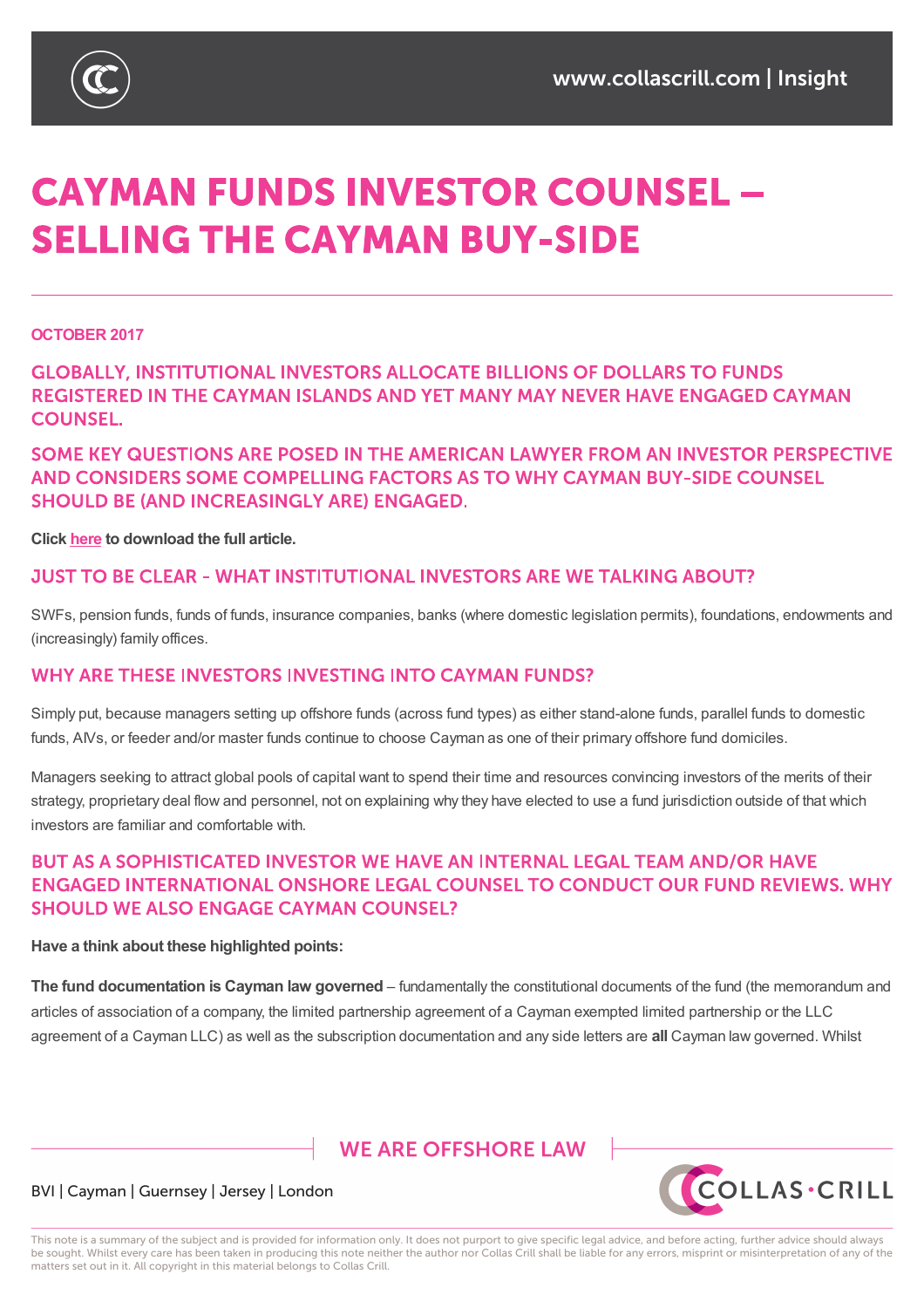# CAYMAN FUNDS INVESTOR COUNSEL – SELLING THE CAYMAN BUY-SIDE

**OCTOBER 2017**

## GLOBALLY, INSTITUTIONAL INVESTORS ALLOCATE BILLIONS OF DOLLARS TO FUNDS REGISTERED IN THE CAYMAN ISLANDS AND YET MANY MAY NEVER HAVE ENGAGED CAYMAN COUNSEL.

## SOME KEY QUESTIONS ARE POSED IN THE AMERICAN LAWYER FROM AN INVESTOR PERSPECTIVE AND CONSIDERS SOME COMPELLING FACTORS AS TO WHY CAYMAN BUY-SIDE COUNSEL SHOULD BE (AND INCREASINGLY ARE) ENGAGED.

**Click here to download the full article.**

### JUST TO BE CLEAR - WHAT INSTITUTIONAL INVESTORS ARE WE TALKING ABOUT?

SWFs, pension funds, funds of funds, insurance companies, banks (where domestic legislation permits), foundations, endowments and (increasingly) family offices.

### WHY ARE THESE INVESTORS INVESTING INTO CAYMAN FUNDS?

Simply put, because managers setting up offshore funds (across fund types) as either stand-alone funds, parallel funds to domestic funds, AIVs, or feeder and/or master funds continue to choose Cayman as one of their primary offshore fund domiciles.

Managers seeking to attract global pools of capital want to spend their time and resources convincing investors of the merits of their strategy, proprietary deal flow and personnel, not on explaining why they have elected to use a fund jurisdiction outside of that which investors are familiar and comfortable with.

### BUT AS A SOPHISTICATED INVESTOR WE HAVE AN INTERNAL LEGAL TEAM AND/OR HAVE ENGAGED INTERNATIONAL ONSHORE LEGAL COUNSEL TO CONDUCT OUR FUND REVIEWS. WHY SHOULD WE ALSO ENGAGE CAYMAN COUNSEL?

**Have a think about these highlighted points:**

**The fund documentation is Cayman law governed** – fundamentally the constitutional documents of the fund (the memorandum and articles of association of a company, the limited partnership agreement of a Cayman exempted limited partnership or the LLC agreement of a Cayman LLC) as well as the subscription documentation and any side letters are **all** Cayman law governed. Whilst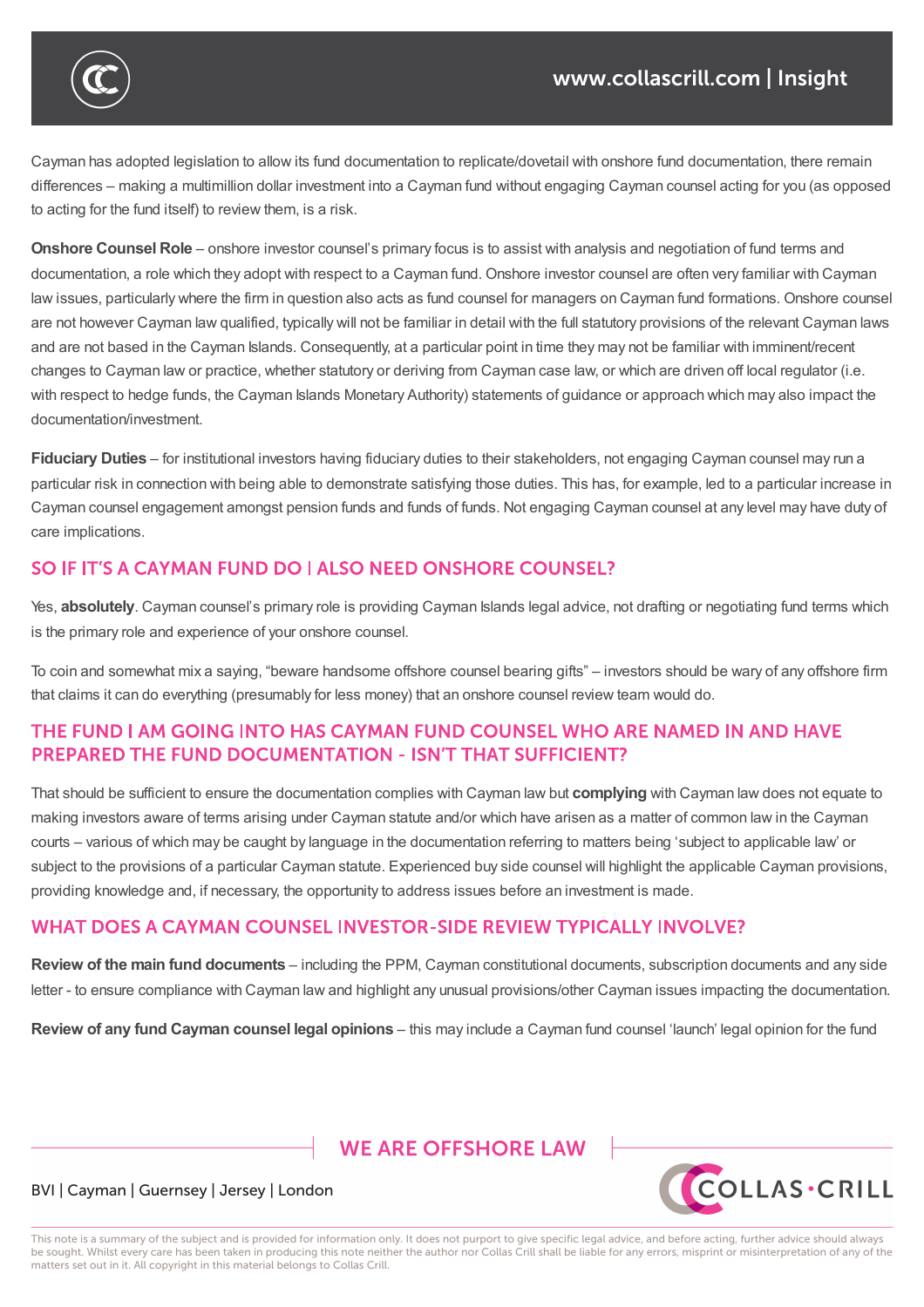Cayman has adopted legislation to allow its fund documentation to replicate/dovetail with onshore fund documentation, there remain differences – making a multimillion dollar investment into a Cayman fund without engaging Cayman counsel acting for you (as opposed to acting for the fund itself) to review them, is a risk.

**Onshore Counsel Role** – onshore investor counsel's primary focus is to assist with analysis and negotiation of fund terms and documentation, a role which they adopt with respect to a Cayman fund. Onshore investor counsel are often very familiar with Cayman law issues, particularly where the firm in question also acts as fund counsel for managers on Cayman fund formations. Onshore counsel are not however Cayman law qualified, typically will not be familiar in detail with the full statutory provisions of the relevant Cayman laws and are not based in the Cayman Islands. Consequently, at a particular point in time they may not be familiar with imminent/recent changes to Cayman law or practice, whether statutory or deriving from Cayman case law, or which are driven off local regulator (i.e. with respect to hedge funds, the Cayman Islands Monetary Authority) statements of guidance or approach which may also impact the documentation/investment.

**Fiduciary Duties** – for institutional investors having fiduciary duties to their stakeholders, not engaging Cayman counsel may run a particular risk in connection with being able to demonstrate satisfying those duties. This has, for example, led to a particular increase in Cayman counsel engagement amongst pension funds and funds of funds. Not engaging Cayman counsel at any level may have duty of care implications.

## SO IF IT'S A CAYMAN FUND DO I ALSO NEED ONSHORE COUNSEL?

Yes, **absolutely**. Cayman counsel's primary role is providing Cayman Islands legal advice, not drafting or negotiating fund terms which is the primary role and experience of your onshore counsel.

To coin and somewhat mix a saying, "beware handsome offshore counsel bearing gifts" – investors should be wary of any offshore firm that claims it can do everything (presumably for less money) that an onshore counsel review team would do.

## THE FUND I AM GOING INTO HAS CAYMAN FUND COUNSEL WHO ARE NAMED IN AND HAVE PREPARED THE FUND DOCUMENTATION - ISN'T THAT SUFFICIENT?

That should be sufficient to ensure the documentation complies with Cayman law but **complying** with Cayman law does not equate to making investors aware of terms arising under Cayman statute and/or which have arisen as a matter of common law in the Cayman courts – various of which may be caught by language in the documentation referring to matters being 'subject to applicable law' or subject to the provisions of a particular Cayman statute. Experienced buy side counsel will highlight the applicable Cayman provisions, providing knowledge and, if necessary, the opportunity to address issues before an investment is made.

## WHAT DOES A CAYMAN COUNSEL INVESTOR-SIDE REVIEW TYPICALLY INVOLVE?

**Review of the main fund documents** – including the PPM, Cayman constitutional documents, subscription documents and any side letter - to ensure compliance with Cayman law and highlight any unusual provisions/other Cayman issues impacting the documentation.

**Review of any fund Cayman counsel legal opinions** – this may include a Cayman fund counsel 'launch' legal opinion for the fund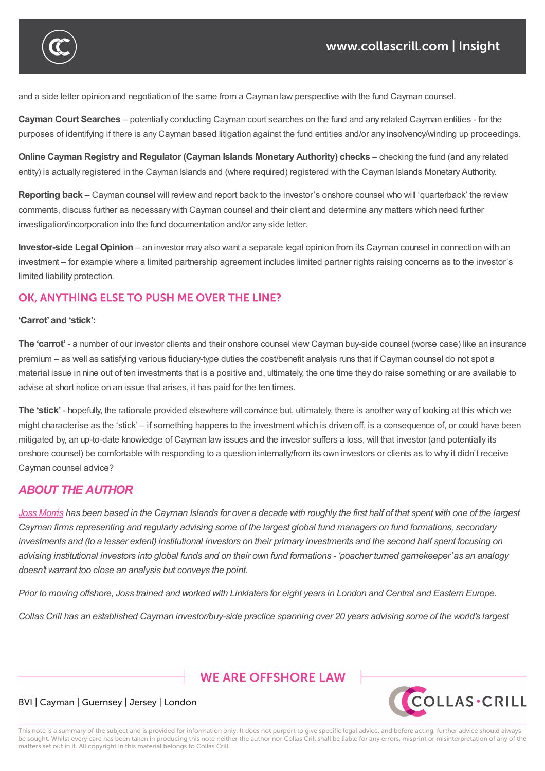and a side letter opinion and negotiation of the same from a Cayman law perspective with the fund Cayman counsel.

**Cayman Court Searches** – potentially conducting Cayman court searches on the fund and any related Cayman entities - for the purposes of identifying if there is any Cayman based litigation against the fund entities and/or any insolvency/winding up proceedings.

**Online Cayman Registry and Regulator (Cayman Islands Monetary Authority) checks** – checking the fund (and any related entity) is actually registered in the Cayman Islands and (where required) registered with the Cayman Islands Monetary Authority.

**Reporting back** – Cayman counsel will review and report back to the investor's onshore counsel who will 'quarterback' the review comments, discuss further as necessary with Cayman counsel and their client and determine any matters which need further investigation/incorporation into the fund documentation and/or any side letter.

**Investor-side Legal Opinion** – an investor may also want a separate legal opinion from its Cayman counsel in connection with an investment – for example where a limited partnership agreement includes limited partner rights raising concerns as to the investor's limited liability protection.

## OK, ANYTHING ELSE TO PUSH ME OVER THE LINE?

**'Carrot' and 'stick':**

**The 'carrot'** - a number of our investor clients and their onshore counsel view Cayman buy-side counsel (worse case) like an insurance premium – as well as satisfying various fiduciary-type duties the cost/benefit analysis runs that if Cayman counsel do not spot a material issue in nine out of ten investments that is a positive and, ultimately, the one time they do raise something or are available to advise at short notice on an issue that arises, it has paid for the ten times.

**The 'stick'** - hopefully, the rationale provided elsewhere will convince but, ultimately, there is another way of looking at this which we might characterise as the 'stick' – if something happens to the investment which is driven off, is a consequence of, or could have been mitigated by, an up-to-date knowledge of Cayman law issues and the investor suffers a loss, will that investor (and potentially its onshore counsel) be comfortable with responding to a question internally/from its own investors or clients as to why it didn't receive Cayman counsel advice?

## *ABOUT THE AUTHOR*

*Joss Morris has been based in the Cayman Islands for over a decade with roughly the first half of that spent with one of the largest Cayman firms representing and regularly advising some of the largest global fund managers on fund formations, secondary investments and (to a lesser extent) institutional investors on their primary investments and the second half spent focusing on advising institutional investors into global funds and on their own fund formations - 'poacher turned gamekeeper' as an analogy doesn't warrant too close an analysis but conveys the point.*

*Prior to moving offshore, Joss trained and worked with Linklaters for eight years in London and Central and Eastern Europe.*

*Collas Crill has an established Cayman investor/buy-side practice spanning over 20 years advising some of the world's largest*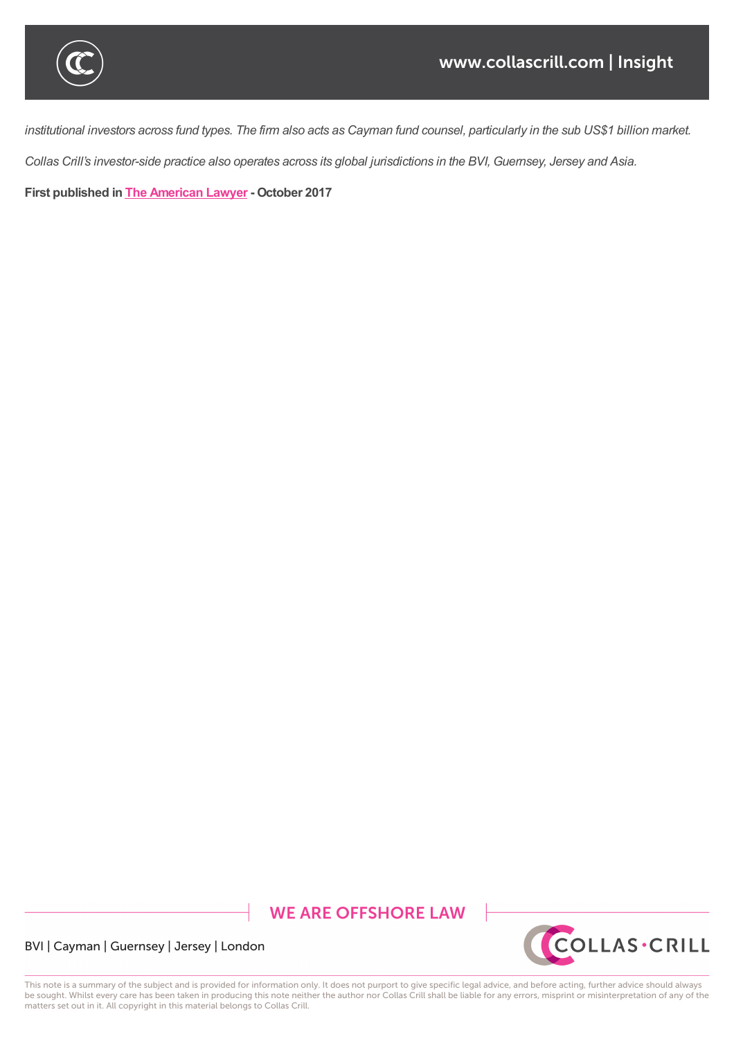*institutional investors across fund types. The firm also acts as Cayman fund counsel, particularly in the sub US$1 billion market.*

*Collas Crill's investor-side practice also operates across its global jurisdictions in the BVI, Guernsey, Jersey and Asia.*

**First published in The American Lawyer - October 2017**

WE ARE OFFSHORE LAW

BVI | Cayman | Guernsey | Jersey | London

This note is a summary of the subject and is provided for information only. It does not purport to give specific legal advice, and before acting, further advice should always be sought. Whilst every care has been taken in producing this note neither the author nor Collas Crill shall be liable for any errors, misprint or misinterpretation of any of the matters set out in it. All copyright in this material belongs to Collas Crill.